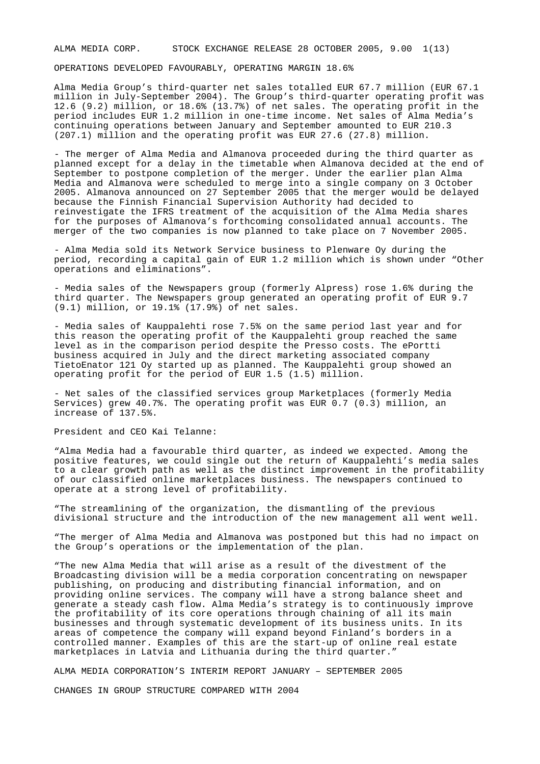ALMA MEDIA CORP. STOCK EXCHANGE RELEASE 28 OCTOBER 2005, 9.00

# OPERATIONS DEVELOPED FAVOURABLY, OPERATING MARGIN 18.6%

Alma Media Group's third-quarter net sales totalled EUR 67.7 million (EUR 67.1 million in July-September 2004). The Group's third-quarter operating profit was 12.6 (9.2) million, or 18.6% (13.7%) of net sales. The operating profit in the period includes EUR 1.2 million in one-time income. Net sales of Alma Media's continuing operations between January and September amounted to EUR 210.3 (207.1) million and the operating profit was EUR 27.6 (27.8) million.

- The merger of Alma Media and Almanova proceeded during the third quarter as planned except for a delay in the timetable when Almanova decided at the end of September to postpone completion of the merger. Under the earlier plan Alma Media and Almanova were scheduled to merge into a single company on 3 October 2005. Almanova announced on 27 September 2005 that the merger would be delayed because the Finnish Financial Supervision Authority had decided to reinvestigate the IFRS treatment of the acquisition of the Alma Media shares for the purposes of Almanova's forthcoming consolidated annual accounts. The merger of the two companies is now planned to take place on 7 November 2005.

- Alma Media sold its Network Service business to Plenware Oy during the period, recording a capital gain of EUR 1.2 million which is shown under "Other operations and eliminations".

- Media sales of the Newspapers group (formerly Alpress) rose 1.6% during the third quarter. The Newspapers group generated an operating profit of EUR 9.7 (9.1) million, or 19.1% (17.9%) of net sales.

- Media sales of Kauppalehti rose 7.5% on the same period last year and for this reason the operating profit of the Kauppalehti group reached the same level as in the comparison period despite the Presso costs. The ePortti business acquired in July and the direct marketing associated company TietoEnator 121 Oy started up as planned. The Kauppalehti group showed an operating profit for the period of EUR 1.5 (1.5) million.

- Net sales of the classified services group Marketplaces (formerly Media Services) grew 40.7%. The operating profit was EUR 0.7 (0.3) million, an increase of 137.5%.

President and CEO Kai Telanne:

"Alma Media had a favourable third quarter, as indeed we expected. Among the positive features, we could single out the return of Kauppalehti's media sales to a clear growth path as well as the distinct improvement in the profitability of our classified online marketplaces business. The newspapers continued to operate at a strong level of profitability.

"The streamlining of the organization, the dismantling of the previous divisional structure and the introduction of the new management all went well.

"The merger of Alma Media and Almanova was postponed but this had no impact on the Group's operations or the implementation of the plan.

"The new Alma Media that will arise as a result of the divestment of the Broadcasting division will be a media corporation concentrating on newspaper publishing, on producing and distributing financial information, and on providing online services. The company will have a strong balance sheet and generate a steady cash flow. Alma Media's strategy is to continuously improve the profitability of its core operations through chaining of all its main businesses and through systematic development of its business units. In its areas of competence the company will expand beyond Finland's borders in a controlled manner. Examples of this are the start-up of online real estate marketplaces in Latvia and Lithuania during the third quarter."

## ALMA MEDIA CORPORATION'S INTERIM REPORT JANUARY – SEPTEMBER 2005

### CHANGES IN GROUP STRUCTURE COMPARED WITH 2004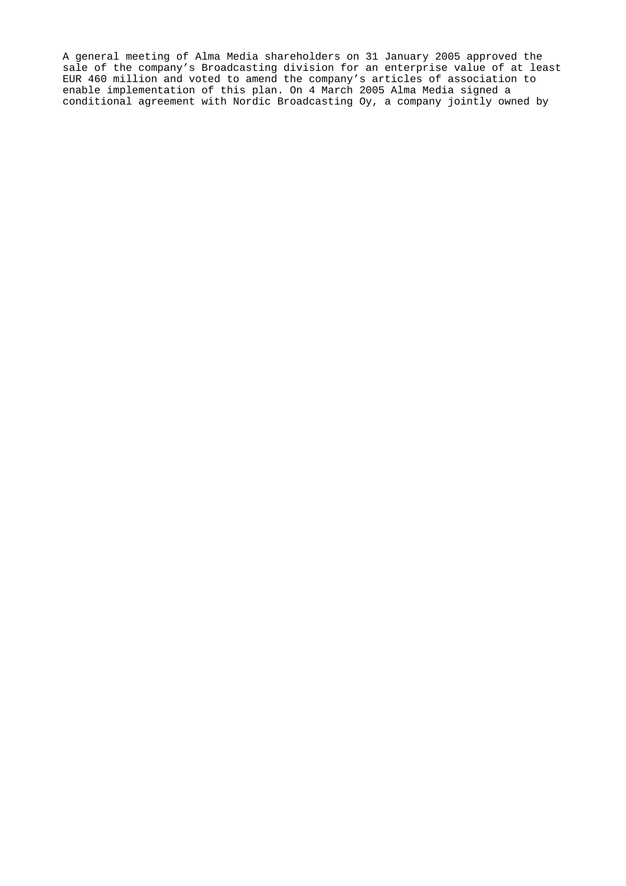A general meeting of Alma Media shareholders on 31 January 2005 approved the sale of the company’s Broadcasting division for an enterprise value of at least EUR 460 million and voted to amend the company’s articles of association to enable implementation of this plan. On 4 March 2005 Alma Media signed a conditional agreement with Nordic Broadcasting Oy, a company jointly owned by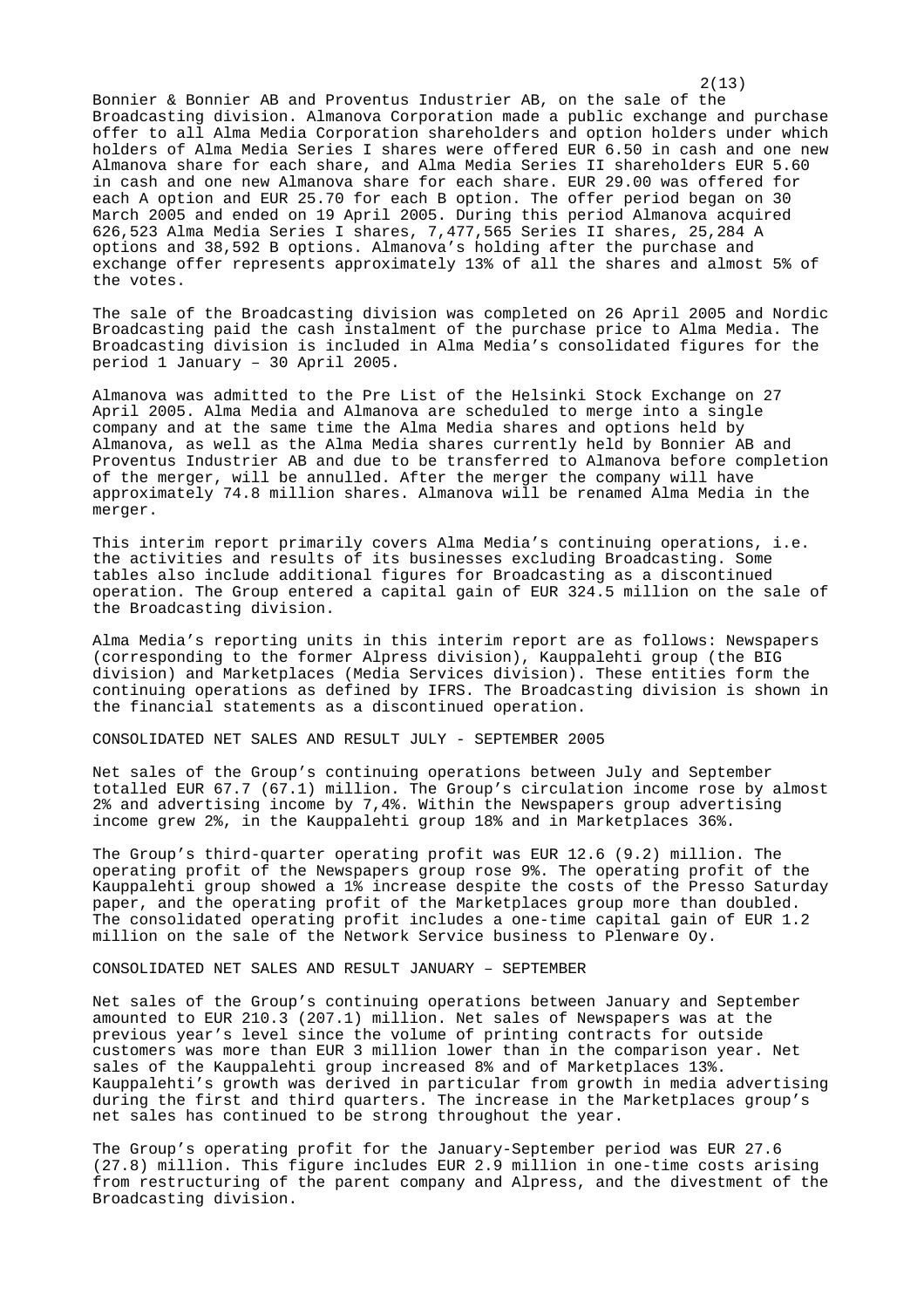Bonnier & Bonnier AB and Proventus Industrier AB, on the sale of the Broadcasting division. Almanova Corporation made a public exchange and purchase offer to all Alma Media Corporation shareholders and option holders under which holders of Alma Media Series I shares were offered EUR 6.50 in cash and one new Almanova share for each share, and Alma Media Series II shareholders EUR 5.60 in cash and one new Almanova share for each share. EUR 29.00 was offered for each A option and EUR 25.70 for each B option. The offer period began on 30 March 2005 and ended on 19 April 2005. During this period Almanova acquired 626,523 Alma Media Series I shares, 7,477,565 Series II shares, 25,284 A options and 38,592 B options. Almanova's holding after the purchase and exchange offer represents approximately 13% of all the shares and almost 5% of the votes.

The sale of the Broadcasting division was completed on 26 April 2005 and Nordic Broadcasting paid the cash instalment of the purchase price to Alma Media. The Broadcasting division is included in Alma Media's consolidated figures for the period 1 January – 30 April 2005.

Almanova was admitted to the Pre List of the Helsinki Stock Exchange on 27 April 2005. Alma Media and Almanova are scheduled to merge into a single company and at the same time the Alma Media shares and options held by Almanova, as well as the Alma Media shares currently held by Bonnier AB and Proventus Industrier AB and due to be transferred to Almanova before completion of the merger, will be annulled. After the merger the company will have approximately 74.8 million shares. Almanova will be renamed Alma Media in the merger.

This interim report primarily covers Alma Media's continuing operations, i.e. the activities and results of its businesses excluding Broadcasting. Some tables also include additional figures for Broadcasting as a discontinued operation. The Group entered a capital gain of EUR 324.5 million on the sale of the Broadcasting division.

Alma Media's reporting units in this interim report are as follows: Newspapers (corresponding to the former Alpress division), Kauppalehti group (the BIG division) and Marketplaces (Media Services division). These entities form the continuing operations as defined by IFRS. The Broadcasting division is shown in the financial statements as a discontinued operation.

## CONSOLIDATED NET SALES AND RESULT JULY - SEPTEMBER 2005

Net sales of the Group's continuing operations between July and September totalled EUR 67.7 (67.1) million. The Group's circulation income rose by almost 2% and advertising income by 7,4%. Within the Newspapers group advertising income grew 2%, in the Kauppalehti group 18% and in Marketplaces 36%.

The Group's third-quarter operating profit was EUR 12.6 (9.2) million. The operating profit of the Newspapers group rose 9%. The operating profit of the Kauppalehti group showed a 1% increase despite the costs of the Presso Saturday paper, and the operating profit of the Marketplaces group more than doubled. The consolidated operating profit includes a one-time capital gain of EUR 1.2 million on the sale of the Network Service business to Plenware Oy.

## CONSOLIDATED NET SALES AND RESULT JANUARY – SEPTEMBER

Net sales of the Group's continuing operations between January and September amounted to EUR 210.3 (207.1) million. Net sales of Newspapers was at the previous year's level since the volume of printing contracts for outside customers was more than EUR 3 million lower than in the comparison year. Net sales of the Kauppalehti group increased 8% and of Marketplaces 13%. Kauppalehti's growth was derived in particular from growth in media advertising during the first and third quarters. The increase in the Marketplaces group's net sales has continued to be strong throughout the year.

The Group's operating profit for the January-September period was EUR 27.6 (27.8) million. This figure includes EUR 2.9 million in one-time costs arising from restructuring of the parent company and Alpress, and the divestment of the Broadcasting division.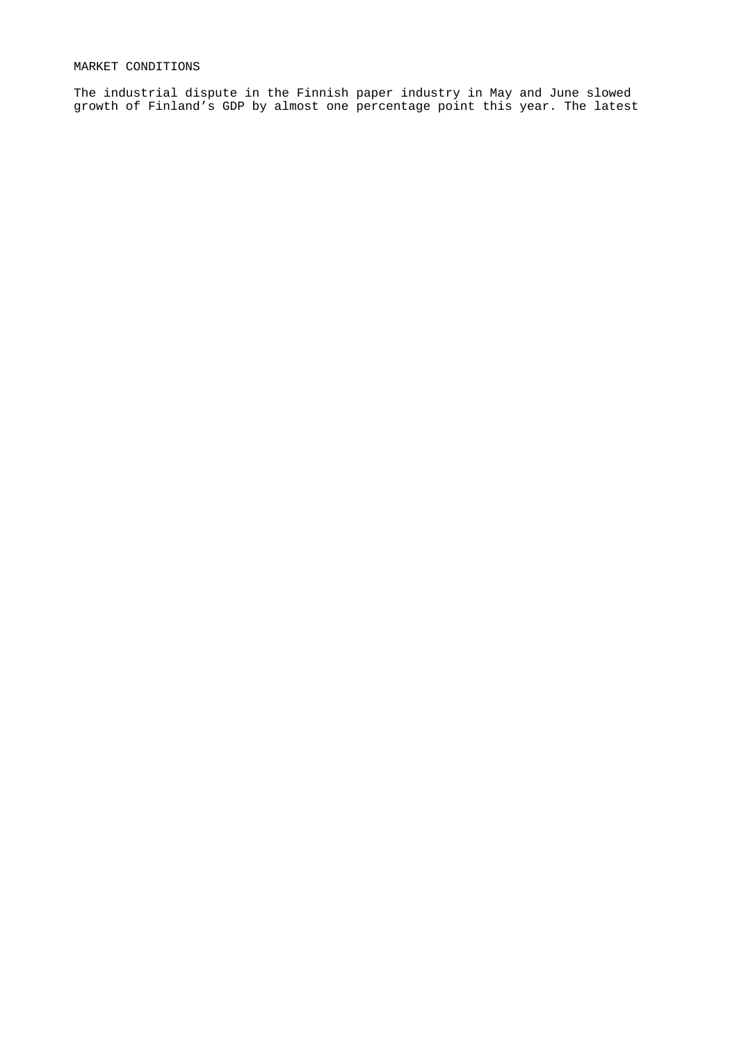## MARKET CONDITIONS

The industrial dispute in the Finnish paper industry in May and June slowed growth of Finland's GDP by almost one percentage point this year. The latest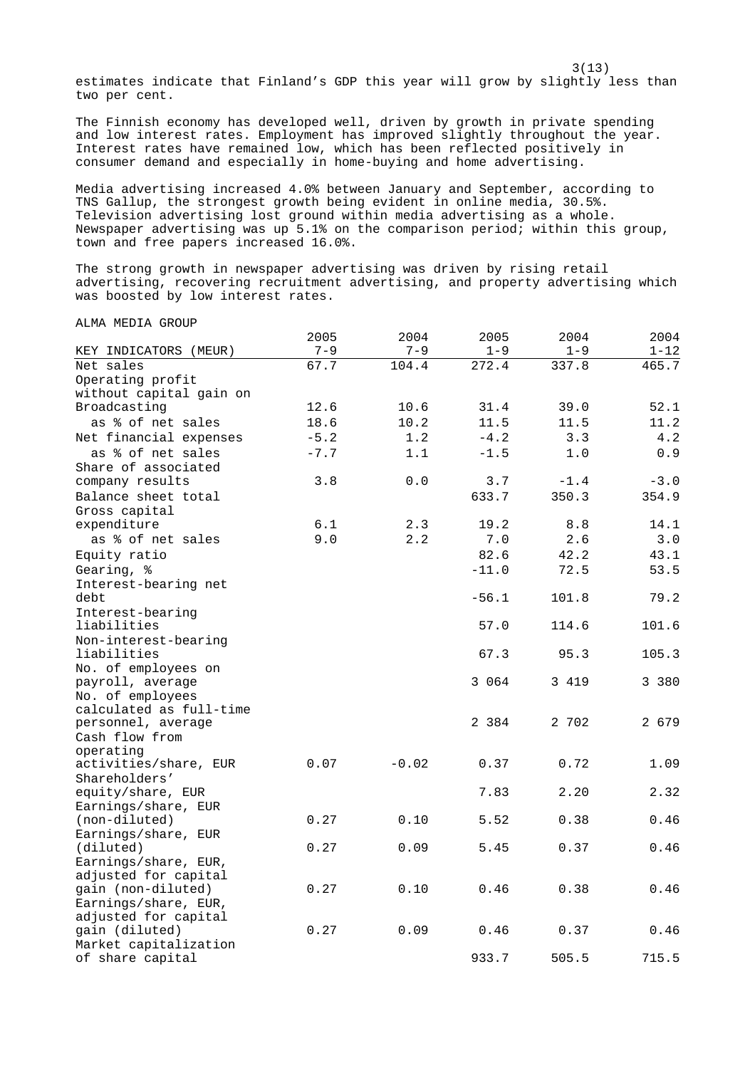estimates indicate that Finland's GDP this year will grow by slightly less than two per cent.

The Finnish economy has developed well, driven by growth in private spending and low interest rates. Employment has improved slightly throughout the year. Interest rates have remained low, which has been reflected positively in consumer demand and especially in home-buying and home advertising.

Media advertising increased 4.0% between January and September, according to TNS Gallup, the strongest growth being evident in online media, 30.5%. Television advertising lost ground within media advertising as a whole. Newspaper advertising was up 5.1% on the comparison period; within this group, town and free papers increased 16.0%.

The strong growth in newspaper advertising was driven by rising retail advertising, recovering recruitment advertising, and property advertising which was boosted by low interest rates.

ALMA MEDIA GROUP

| KEY INDICATORS (MEUR) | 2005 7-9 | 2004 7-9 | 2005 1-9 | 2004 1-9 | 2004 1-12 |
|---|---|---|---|---|---|
| Net sales | 67.7 | 104.4 | 272.4 | 337.8 | 465.7 |
| Operating profit without capital gain on Broadcasting | 12.6 | 10.6 | 31.4 | 39.0 | 52.1 |
| as % of net sales | 18.6 | 10.2 | 11.5 | 11.5 | 11.2 |
| Net financial expenses | -5.2 | 1.2 | -4.2 | 3.3 | 4.2 |
| as % of net sales | -7.7 | 1.1 | -1.5 | 1.0 | 0.9 |
| Share of associated company results | 3.8 | 0.0 | 3.7 | -1.4 | -3.0 |
| Balance sheet total | | | 633.7 | 350.3 | 354.9 |
| Gross capital expenditure | 6.1 | 2.3 | 19.2 | 8.8 | 14.1 |
| as % of net sales | 9.0 | 2.2 | 7.0 | 2.6 | 3.0 |
| Equity ratio | | | 82.6 | 42.2 | 43.1 |
| Gearing, % | | | -11.0 | 72.5 | 53.5 |
| Interest-bearing net debt | | | -56.1 | 101.8 | 79.2 |
| Interest-bearing liabilities | | | 57.0 | 114.6 | 101.6 |
| Non-interest-bearing liabilities | | | 67.3 | 95.3 | 105.3 |
| No. of employees on payroll, average | | | 3 064 | 3 419 | 3 380 |
| No. of employees calculated as full-time personnel, average | | | 2 384 | 2 702 | 2 679 |
| Cash flow from operating activities/share, EUR | 0.07 | -0.02 | 0.37 | 0.72 | 1.09 |
| Shareholders' equity/share, EUR | | | 7.83 | 2.20 | 2.32 |
| Earnings/share, EUR (non-diluted) | 0.27 | 0.10 | 5.52 | 0.38 | 0.46 |
| Earnings/share, EUR (diluted) | 0.27 | 0.09 | 5.45 | 0.37 | 0.46 |
| Earnings/share, EUR, adjusted for capital gain (non-diluted) | 0.27 | 0.10 | 0.46 | 0.38 | 0.46 |
| Earnings/share, EUR, adjusted for capital gain (diluted) | 0.27 | 0.09 | 0.46 | 0.37 | 0.46 |
| Market capitalization of share capital | | | 933.7 | 505.5 | 715.5 |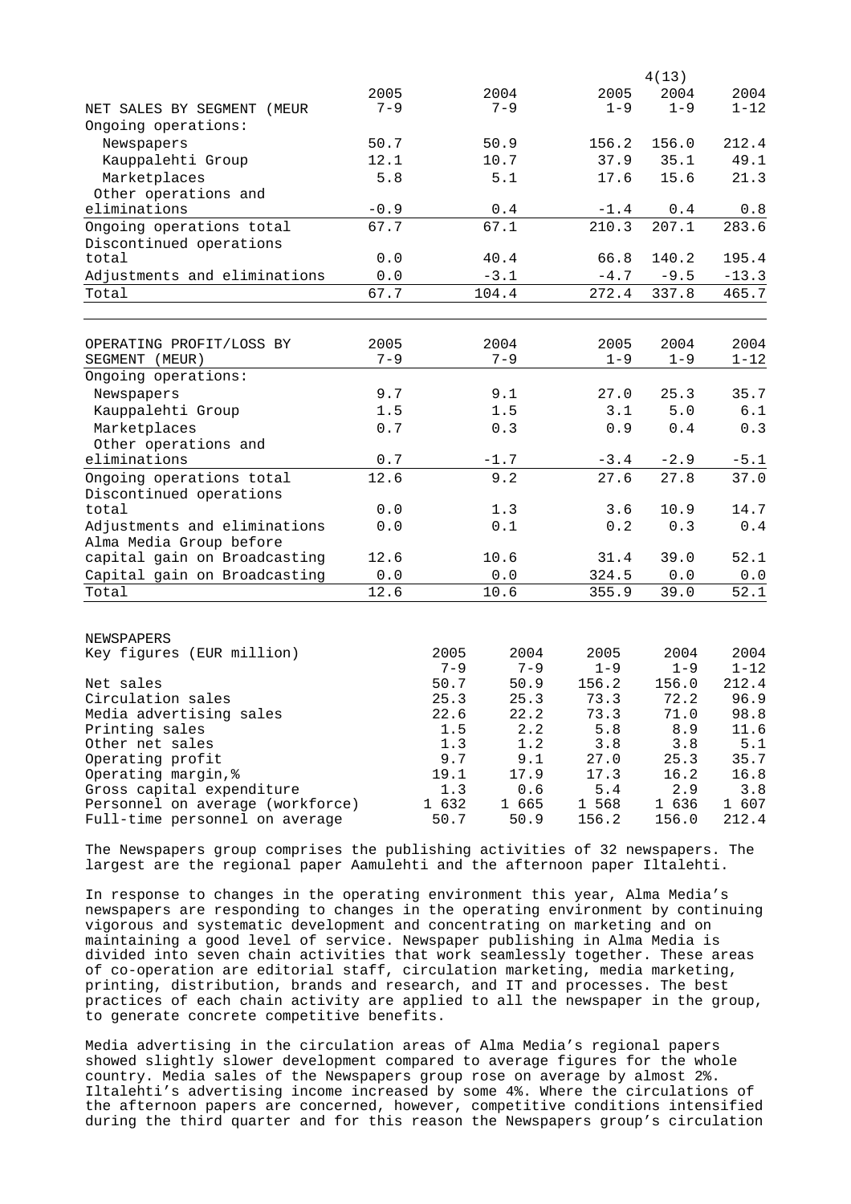| NET SALES BY SEGMENT (MEUR | 2005 7-9 | 2004 7-9 | 2005 1-9 | 2004 1-9 | 2004 1-12 |
|---|---|---|---|---|---|
| Ongoing operations: | | | | | |
| Newspapers | 50.7 | 50.9 | 156.2 | 156.0 | 212.4 |
| Kauppalehti Group | 12.1 | 10.7 | 37.9 | 35.1 | 49.1 |
| Marketplaces | 5.8 | 5.1 | 17.6 | 15.6 | 21.3 |
| Other operations and eliminations | -0.9 | 0.4 | -1.4 | 0.4 | 0.8 |
| Ongoing operations total | 67.7 | 67.1 | 210.3 | 207.1 | 283.6 |
| Discontinued operations total | 0.0 | 40.4 | 66.8 | 140.2 | 195.4 |
| Adjustments and eliminations | 0.0 | -3.1 | -4.7 | -9.5 | -13.3 |
| Total | 67.7 | 104.4 | 272.4 | 337.8 | 465.7 |

| OPERATING PROFIT/LOSS BY SEGMENT (MEUR) | 2005 7-9 | 2004 7-9 | 2005 1-9 | 2004 1-9 | 2004 1-12 |
|---|---|---|---|---|---|
| Ongoing operations: | | | | | |
| Newspapers | 9.7 | 9.1 | 27.0 | 25.3 | 35.7 |
| Kauppalehti Group | 1.5 | 1.5 | 3.1 | 5.0 | 6.1 |
| Marketplaces | 0.7 | 0.3 | 0.9 | 0.4 | 0.3 |
| Other operations and eliminations | 0.7 | -1.7 | -3.4 | -2.9 | -5.1 |
| Ongoing operations total | 12.6 | 9.2 | 27.6 | 27.8 | 37.0 |
| Discontinued operations total | 0.0 | 1.3 | 3.6 | 10.9 | 14.7 |
| Adjustments and eliminations | 0.0 | 0.1 | 0.2 | 0.3 | 0.4 |
| Alma Media Group before capital gain on Broadcasting | 12.6 | 10.6 | 31.4 | 39.0 | 52.1 |
| Capital gain on Broadcasting | 0.0 | 0.0 | 324.5 | 0.0 | 0.0 |
| Total | 12.6 | 10.6 | 355.9 | 39.0 | 52.1 |

NEWSPAPERS

| Key figures (EUR million) | 2005 7-9 | 2004 7-9 | 2005 1-9 | 2004 1-9 | 2004 1-12 |
|---|---|---|---|---|---|
| Net sales | 50.7 | 50.9 | 156.2 | 156.0 | 212.4 |
| Circulation sales | 25.3 | 25.3 | 73.3 | 72.2 | 96.9 |
| Media advertising sales | 22.6 | 22.2 | 73.3 | 71.0 | 98.8 |
| Printing sales | 1.5 | 2.2 | 5.8 | 8.9 | 11.6 |
| Other net sales | 1.3 | 1.2 | 3.8 | 3.8 | 5.1 |
| Operating profit | 9.7 | 9.1 | 27.0 | 25.3 | 35.7 |
| Operating margin,% | 19.1 | 17.9 | 17.3 | 16.2 | 16.8 |
| Gross capital expenditure | 1.3 | 0.6 | 5.4 | 2.9 | 3.8 |
| Personnel on average (workforce) | 1 632 | 1 665 | 1 568 | 1 636 | 1 607 |
| Full-time personnel on average | 50.7 | 50.9 | 156.2 | 156.0 | 212.4 |

The Newspapers group comprises the publishing activities of 32 newspapers. The largest are the regional paper Aamulehti and the afternoon paper Iltalehti.

In response to changes in the operating environment this year, Alma Media's newspapers are responding to changes in the operating environment by continuing vigorous and systematic development and concentrating on marketing and on maintaining a good level of service. Newspaper publishing in Alma Media is divided into seven chain activities that work seamlessly together. These areas of co-operation are editorial staff, circulation marketing, media marketing, printing, distribution, brands and research, and IT and processes. The best practices of each chain activity are applied to all the newspaper in the group, to generate concrete competitive benefits.

Media advertising in the circulation areas of Alma Media's regional papers showed slightly slower development compared to average figures for the whole country. Media sales of the Newspapers group rose on average by almost 2%. Iltalehti's advertising income increased by some 4%. Where the circulations of the afternoon papers are concerned, however, competitive conditions intensified during the third quarter and for this reason the Newspapers group's circulation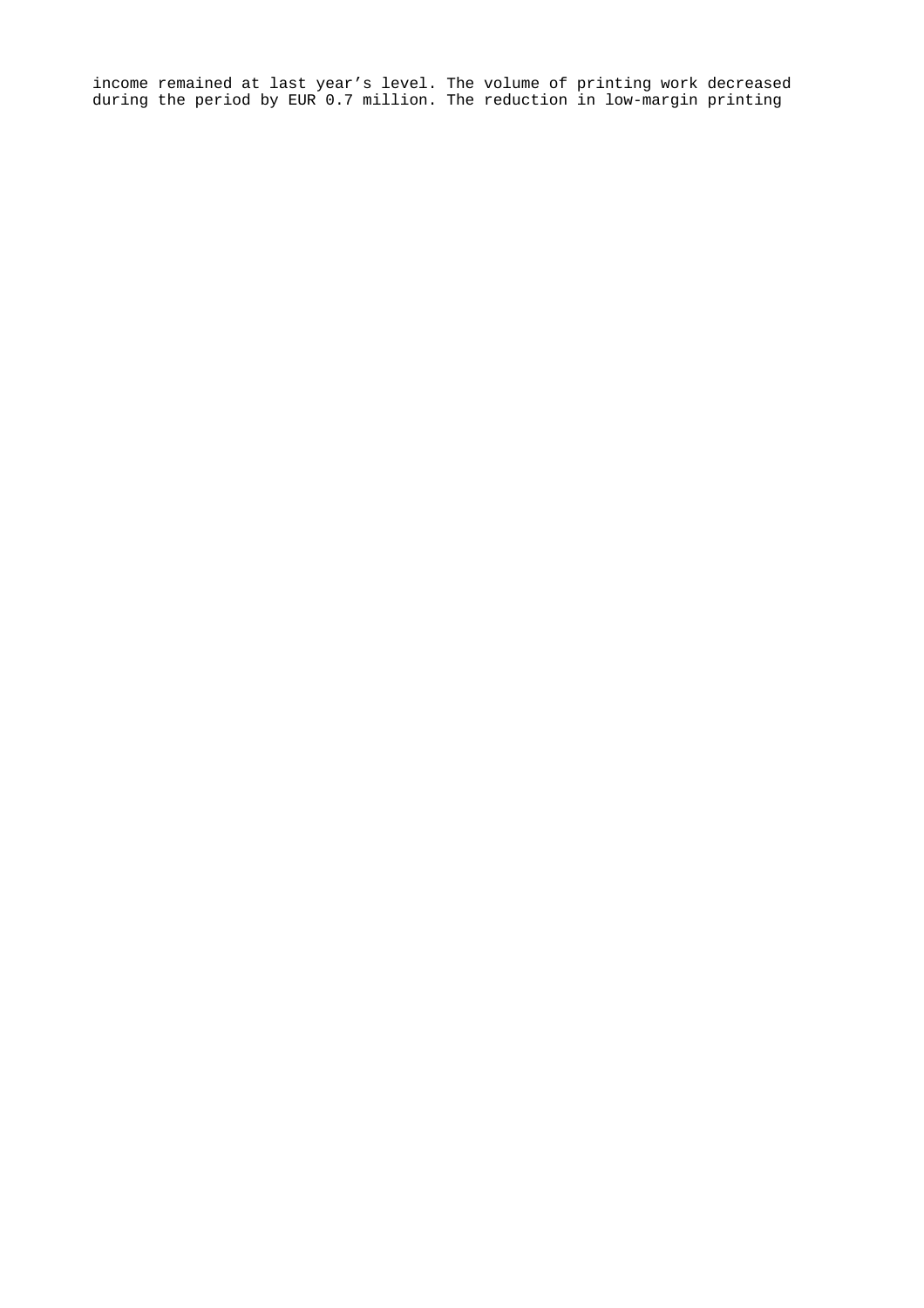income remained at last year’s level. The volume of printing work decreased during the period by EUR 0.7 million. The reduction in low-margin printing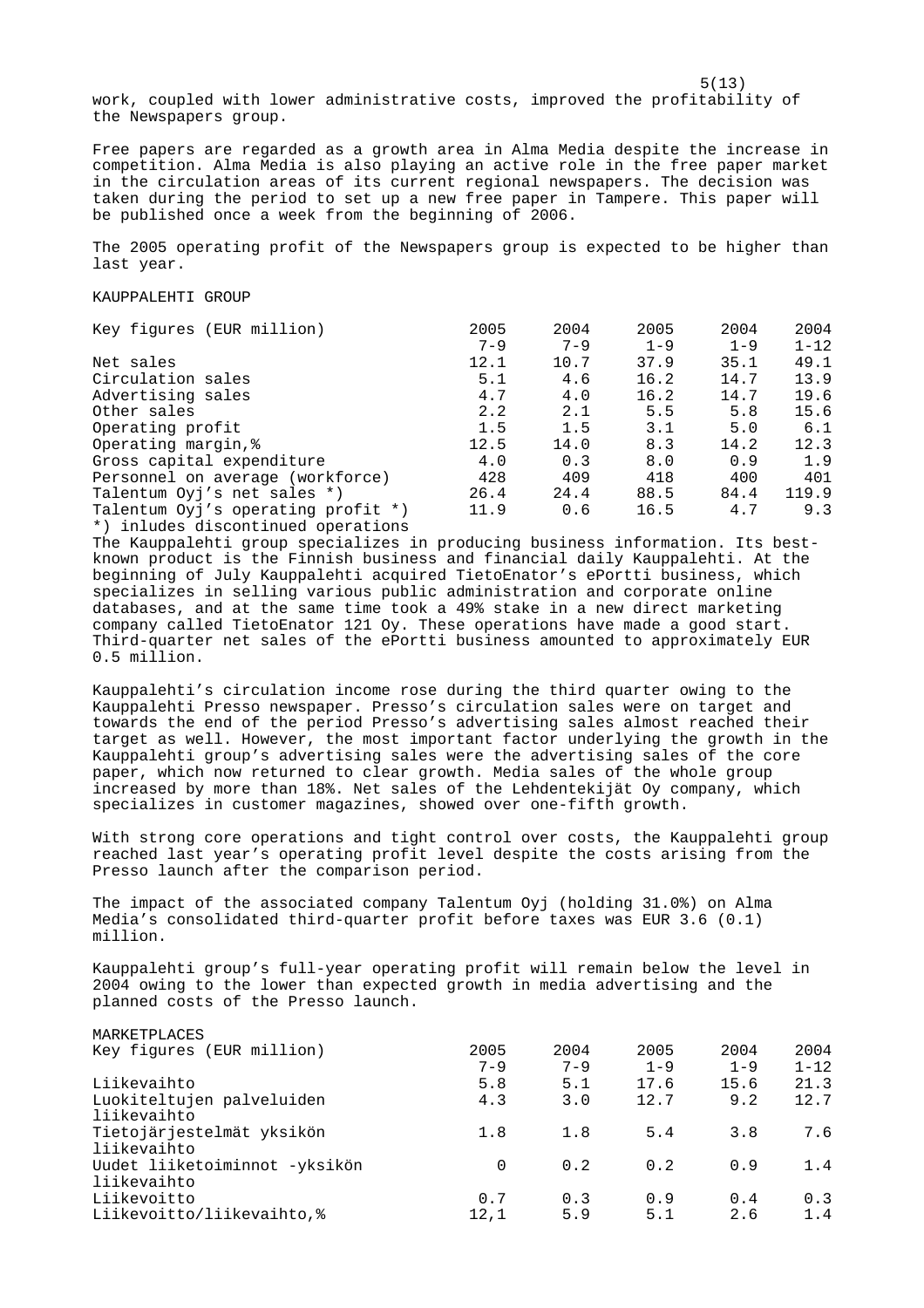work, coupled with lower administrative costs, improved the profitability of the Newspapers group.

Free papers are regarded as a growth area in Alma Media despite the increase in competition. Alma Media is also playing an active role in the free paper market in the circulation areas of its current regional newspapers. The decision was taken during the period to set up a new free paper in Tampere. This paper will be published once a week from the beginning of 2006.

The 2005 operating profit of the Newspapers group is expected to be higher than last year.

## KAUPPALEHTI GROUP

| Key figures (EUR million) | 2005<br>7-9 | 2004<br>7-9 | 2005<br>1-9 | 2004<br>1-9 | 2004<br>1-12 |
|---|---|---|---|---|---|
| Net sales | 12.1 | 10.7 | 37.9 | 35.1 | 49.1 |
| Circulation sales | 5.1 | 4.6 | 16.2 | 14.7 | 13.9 |
| Advertising sales | 4.7 | 4.0 | 16.2 | 14.7 | 19.6 |
| Other sales | 2.2 | 2.1 | 5.5 | 5.8 | 15.6 |
| Operating profit | 1.5 | 1.5 | 3.1 | 5.0 | 6.1 |
| Operating margin,% | 12.5 | 14.0 | 8.3 | 14.2 | 12.3 |
| Gross capital expenditure | 4.0 | 0.3 | 8.0 | 0.9 | 1.9 |
| Personnel on average (workforce) | 428 | 409 | 418 | 400 | 401 |
| Talentum Oyj's net sales *) | 26.4 | 24.4 | 88.5 | 84.4 | 119.9 |
| Talentum Oyj's operating profit *) | 11.9 | 0.6 | 16.5 | 4.7 | 9.3 |

*) inludes discontinued operations

The Kauppalehti group specializes in producing business information. Its best-known product is the Finnish business and financial daily Kauppalehti. At the beginning of July Kauppalehti acquired TietoEnator's ePortti business, which specializes in selling various public administration and corporate online databases, and at the same time took a 49% stake in a new direct marketing company called TietoEnator 121 Oy. These operations have made a good start. Third-quarter net sales of the ePortti business amounted to approximately EUR 0.5 million.

Kauppalehti's circulation income rose during the third quarter owing to the Kauppalehti Presso newspaper. Presso's circulation sales were on target and towards the end of the period Presso's advertising sales almost reached their target as well. However, the most important factor underlying the growth in the Kauppalehti group's advertising sales were the advertising sales of the core paper, which now returned to clear growth. Media sales of the whole group increased by more than 18%. Net sales of the Lehdentekijät Oy company, which specializes in customer magazines, showed over one-fifth growth.

With strong core operations and tight control over costs, the Kauppalehti group reached last year's operating profit level despite the costs arising from the Presso launch after the comparison period.

The impact of the associated company Talentum Oyj (holding 31.0%) on Alma Media's consolidated third-quarter profit before taxes was EUR 3.6 (0.1) million.

Kauppalehti group's full-year operating profit will remain below the level in 2004 owing to the lower than expected growth in media advertising and the planned costs of the Presso launch.

## MARKETPLACES

| Key figures (EUR million) | 2005<br>7-9 | 2004<br>7-9 | 2005<br>1-9 | 2004<br>1-9 | 2004<br>1-12 |
|---|---|---|---|---|---|
| Liikevaihto | 5.8 | 5.1 | 17.6 | 15.6 | 21.3 |
| Luokiteltujen palveluiden liikevaihto | 4.3 | 3.0 | 12.7 | 9.2 | 12.7 |
| Tietojärjestelmät yksikön liikevaihto | 1.8 | 1.8 | 5.4 | 3.8 | 7.6 |
| Uudet liiketoiminnot -yksikön liikevaihto | 0 | 0.2 | 0.2 | 0.9 | 1.4 |
| Liikevoitto | 0.7 | 0.3 | 0.9 | 0.4 | 0.3 |
| Liikevoitto/liikevaihto,% | 12,1 | 5.9 | 5.1 | 2.6 | 1.4 |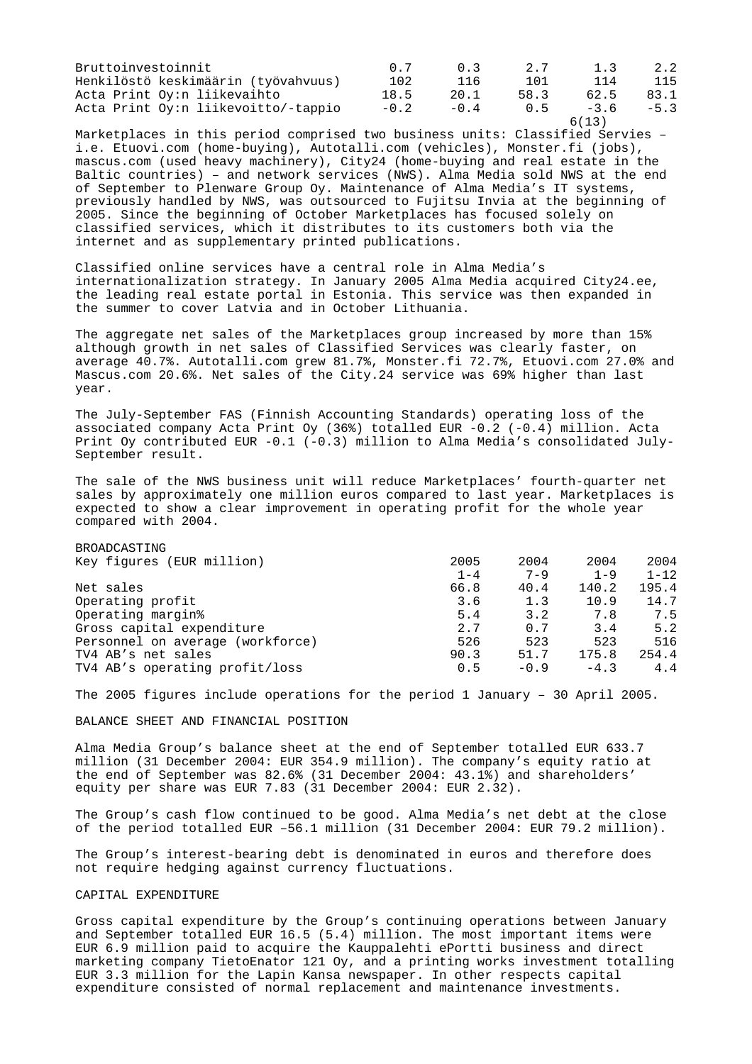| | | | | | |
|---|---|---|---|---|---|
| Bruttoinvestoinnit | 0.7 | 0.3 | 2.7 | 1.3 | 2.2 |
| Henkilöstö keskimäärin (työvahvuus) | 102 | 116 | 101 | 114 | 115 |
| Acta Print Oy:n liikevaihto | 18.5 | 20.1 | 58.3 | 62.5 | 83.1 |
| Acta Print Oy:n liikevoitto/-tappio | -0.2 | -0.4 | 0.5 | -3.6 | -5.3 |

Marketplaces in this period comprised two business units: Classified Servies – i.e. Etuovi.com (home-buying), Autotalli.com (vehicles), Monster.fi (jobs), mascus.com (used heavy machinery), City24 (home-buying and real estate in the Baltic countries) – and network services (NWS). Alma Media sold NWS at the end of September to Plenware Group Oy. Maintenance of Alma Media's IT systems, previously handled by NWS, was outsourced to Fujitsu Invia at the beginning of 2005. Since the beginning of October Marketplaces has focused solely on classified services, which it distributes to its customers both via the internet and as supplementary printed publications.

Classified online services have a central role in Alma Media's internationalization strategy. In January 2005 Alma Media acquired City24.ee, the leading real estate portal in Estonia. This service was then expanded in the summer to cover Latvia and in October Lithuania.

The aggregate net sales of the Marketplaces group increased by more than 15% although growth in net sales of Classified Services was clearly faster, on average 40.7%. Autotalli.com grew 81.7%, Monster.fi 72.7%, Etuovi.com 27.0% and Mascus.com 20.6%. Net sales of the City.24 service was 69% higher than last year.

The July-September FAS (Finnish Accounting Standards) operating loss of the associated company Acta Print Oy (36%) totalled EUR -0.2 (-0.4) million. Acta Print Oy contributed EUR -0.1 (-0.3) million to Alma Media's consolidated July-September result.

The sale of the NWS business unit will reduce Marketplaces' fourth-quarter net sales by approximately one million euros compared to last year. Marketplaces is expected to show a clear improvement in operating profit for the whole year compared with 2004.

BROADCASTING

| Key figures (EUR million) | 2005<br>1-4 | 2004<br>7-9 | 2004<br>1-9 | 2004<br>1-12 |
|---|---|---|---|---|
| Net sales | 66.8 | 40.4 | 140.2 | 195.4 |
| Operating profit | 3.6 | 1.3 | 10.9 | 14.7 |
| Operating margin% | 5.4 | 3.2 | 7.8 | 7.5 |
| Gross capital expenditure | 2.7 | 0.7 | 3.4 | 5.2 |
| Personnel on average (workforce) | 526 | 523 | 523 | 516 |
| TV4 AB's net sales | 90.3 | 51.7 | 175.8 | 254.4 |
| TV4 AB's operating profit/loss | 0.5 | -0.9 | -4.3 | 4.4 |

The 2005 figures include operations for the period 1 January – 30 April 2005.

BALANCE SHEET AND FINANCIAL POSITION

Alma Media Group's balance sheet at the end of September totalled EUR 633.7 million (31 December 2004: EUR 354.9 million). The company's equity ratio at the end of September was 82.6% (31 December 2004: 43.1%) and shareholders' equity per share was EUR 7.83 (31 December 2004: EUR 2.32).

The Group's cash flow continued to be good. Alma Media's net debt at the close of the period totalled EUR –56.1 million (31 December 2004: EUR 79.2 million).

The Group's interest-bearing debt is denominated in euros and therefore does not require hedging against currency fluctuations.

CAPITAL EXPENDITURE

Gross capital expenditure by the Group's continuing operations between January and September totalled EUR 16.5 (5.4) million. The most important items were EUR 6.9 million paid to acquire the Kauppalehti ePortti business and direct marketing company TietoEnator 121 Oy, and a printing works investment totalling EUR 3.3 million for the Lapin Kansa newspaper. In other respects capital expenditure consisted of normal replacement and maintenance investments.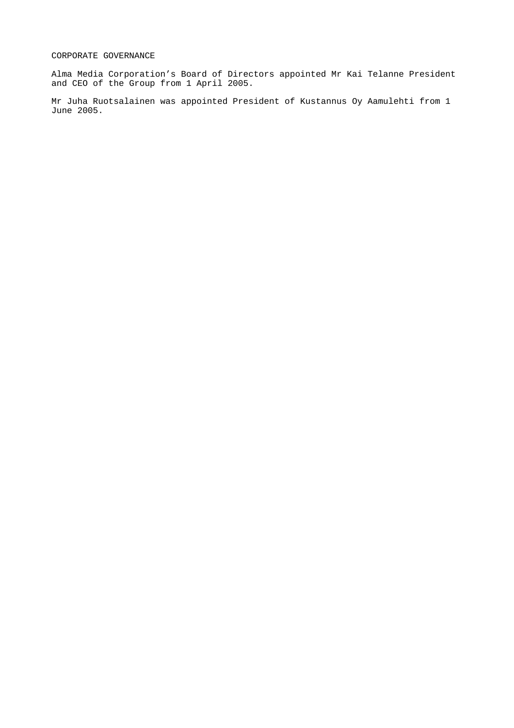## CORPORATE GOVERNANCE

Alma Media Corporation's Board of Directors appointed Mr Kai Telanne President and CEO of the Group from 1 April 2005.

Mr Juha Ruotsalainen was appointed President of Kustannus Oy Aamulehti from 1 June 2005.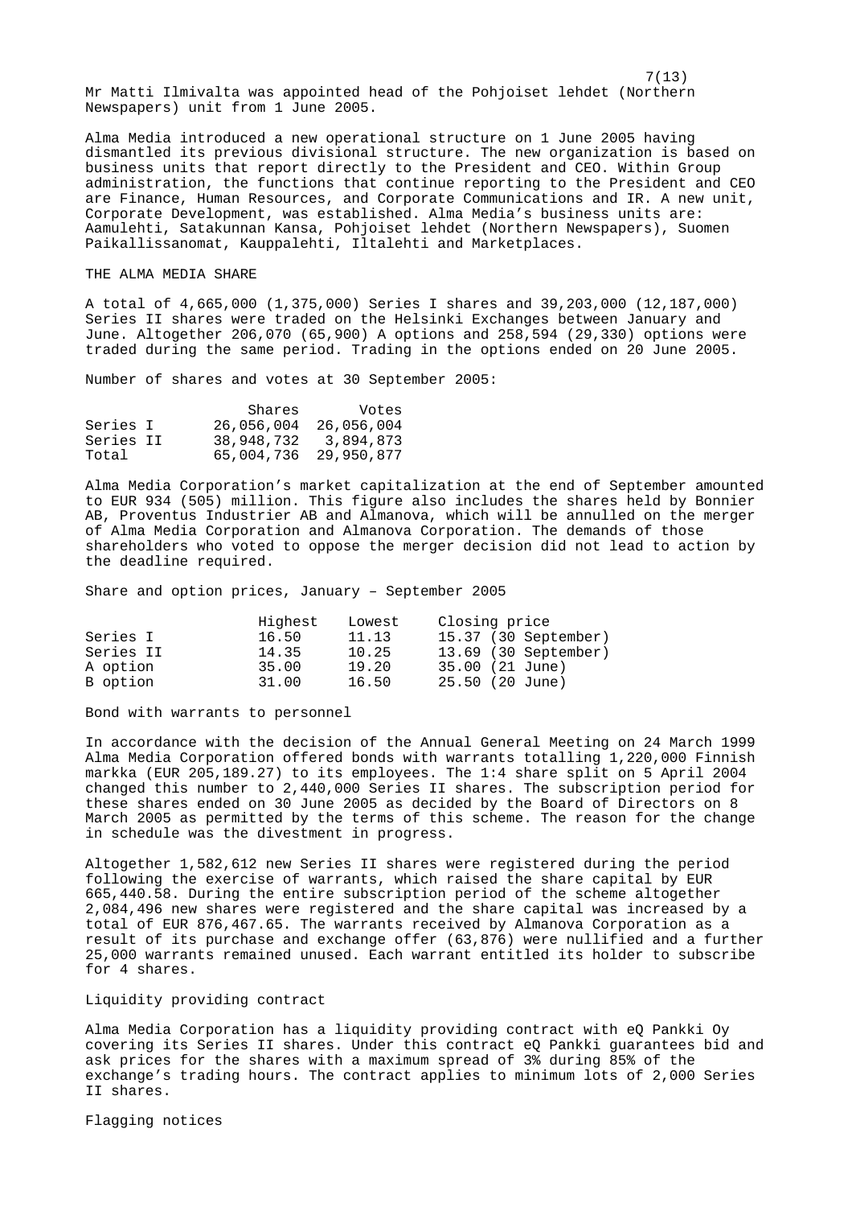Mr Matti Ilmivalta was appointed head of the Pohjoiset lehdet (Northern Newspapers) unit from 1 June 2005.

Alma Media introduced a new operational structure on 1 June 2005 having dismantled its previous divisional structure. The new organization is based on business units that report directly to the President and CEO. Within Group administration, the functions that continue reporting to the President and CEO are Finance, Human Resources, and Corporate Communications and IR. A new unit, Corporate Development, was established. Alma Media's business units are: Aamulehti, Satakunnan Kansa, Pohjoiset lehdet (Northern Newspapers), Suomen Paikallissanomat, Kauppalehti, Iltalehti and Marketplaces.

## THE ALMA MEDIA SHARE

A total of 4,665,000 (1,375,000) Series I shares and 39,203,000 (12,187,000) Series II shares were traded on the Helsinki Exchanges between January and June. Altogether 206,070 (65,900) A options and 258,594 (29,330) options were traded during the same period. Trading in the options ended on 20 June 2005.

Number of shares and votes at 30 September 2005:

| | Shares | Votes |
|---|---|---|
| Series I | 26,056,004 | 26,056,004 |
| Series II | 38,948,732 | 3,894,873 |
| Total | 65,004,736 | 29,950,877 |

Alma Media Corporation's market capitalization at the end of September amounted to EUR 934 (505) million. This figure also includes the shares held by Bonnier AB, Proventus Industrier AB and Almanova, which will be annulled on the merger of Alma Media Corporation and Almanova Corporation. The demands of those shareholders who voted to oppose the merger decision did not lead to action by the deadline required.

Share and option prices, January – September 2005

| | Highest | Lowest | Closing price |
|---|---|---|---|
| Series I | 16.50 | 11.13 | 15.37 (30 September) |
| Series II | 14.35 | 10.25 | 13.69 (30 September) |
| A option | 35.00 | 19.20 | 35.00 (21 June) |
| B option | 31.00 | 16.50 | 25.50 (20 June) |

### Bond with warrants to personnel

In accordance with the decision of the Annual General Meeting on 24 March 1999 Alma Media Corporation offered bonds with warrants totalling 1,220,000 Finnish markka (EUR 205,189.27) to its employees. The 1:4 share split on 5 April 2004 changed this number to 2,440,000 Series II shares. The subscription period for these shares ended on 30 June 2005 as decided by the Board of Directors on 8 March 2005 as permitted by the terms of this scheme. The reason for the change in schedule was the divestment in progress.

Altogether 1,582,612 new Series II shares were registered during the period following the exercise of warrants, which raised the share capital by EUR 665,440.58. During the entire subscription period of the scheme altogether 2,084,496 new shares were registered and the share capital was increased by a total of EUR 876,467.65. The warrants received by Almanova Corporation as a result of its purchase and exchange offer (63,876) were nullified and a further 25,000 warrants remained unused. Each warrant entitled its holder to subscribe for 4 shares.

### Liquidity providing contract

Alma Media Corporation has a liquidity providing contract with eQ Pankki Oy covering its Series II shares. Under this contract eQ Pankki guarantees bid and ask prices for the shares with a maximum spread of 3% during 85% of the exchange's trading hours. The contract applies to minimum lots of 2,000 Series II shares.

### Flagging notices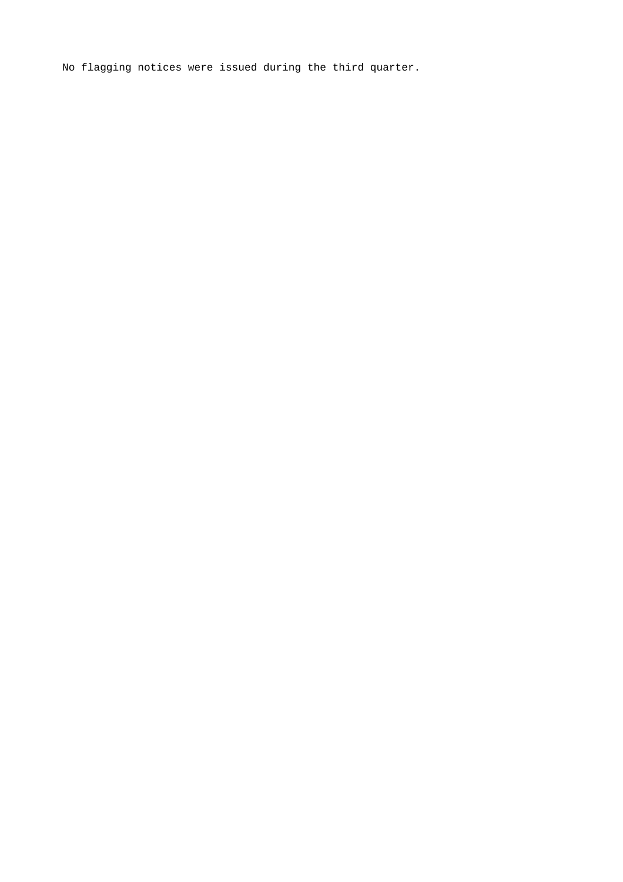No flagging notices were issued during the third quarter.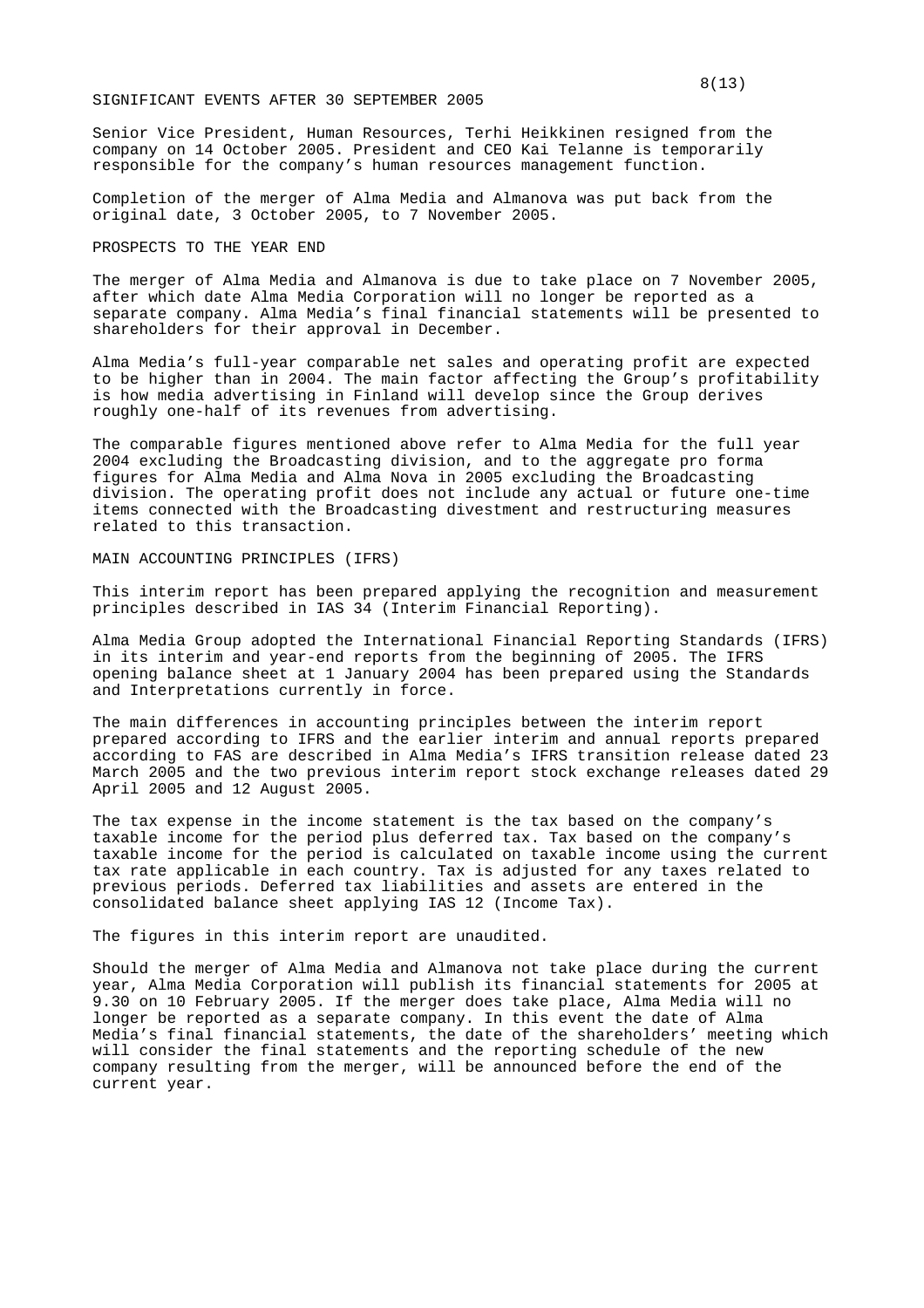## SIGNIFICANT EVENTS AFTER 30 SEPTEMBER 2005

Senior Vice President, Human Resources, Terhi Heikkinen resigned from the company on 14 October 2005. President and CEO Kai Telanne is temporarily responsible for the company's human resources management function.

Completion of the merger of Alma Media and Almanova was put back from the original date, 3 October 2005, to 7 November 2005.

## PROSPECTS TO THE YEAR END

The merger of Alma Media and Almanova is due to take place on 7 November 2005, after which date Alma Media Corporation will no longer be reported as a separate company. Alma Media's final financial statements will be presented to shareholders for their approval in December.

Alma Media's full-year comparable net sales and operating profit are expected to be higher than in 2004. The main factor affecting the Group's profitability is how media advertising in Finland will develop since the Group derives roughly one-half of its revenues from advertising.

The comparable figures mentioned above refer to Alma Media for the full year 2004 excluding the Broadcasting division, and to the aggregate pro forma figures for Alma Media and Alma Nova in 2005 excluding the Broadcasting division. The operating profit does not include any actual or future one-time items connected with the Broadcasting divestment and restructuring measures related to this transaction.

## MAIN ACCOUNTING PRINCIPLES (IFRS)

This interim report has been prepared applying the recognition and measurement principles described in IAS 34 (Interim Financial Reporting).

Alma Media Group adopted the International Financial Reporting Standards (IFRS) in its interim and year-end reports from the beginning of 2005. The IFRS opening balance sheet at 1 January 2004 has been prepared using the Standards and Interpretations currently in force.

The main differences in accounting principles between the interim report prepared according to IFRS and the earlier interim and annual reports prepared according to FAS are described in Alma Media's IFRS transition release dated 23 March 2005 and the two previous interim report stock exchange releases dated 29 April 2005 and 12 August 2005.

The tax expense in the income statement is the tax based on the company's taxable income for the period plus deferred tax. Tax based on the company's taxable income for the period is calculated on taxable income using the current tax rate applicable in each country. Tax is adjusted for any taxes related to previous periods. Deferred tax liabilities and assets are entered in the consolidated balance sheet applying IAS 12 (Income Tax).

The figures in this interim report are unaudited.

Should the merger of Alma Media and Almanova not take place during the current year, Alma Media Corporation will publish its financial statements for 2005 at 9.30 on 10 February 2005. If the merger does take place, Alma Media will no longer be reported as a separate company. In this event the date of Alma Media's final financial statements, the date of the shareholders' meeting which will consider the final statements and the reporting schedule of the new company resulting from the merger, will be announced before the end of the current year.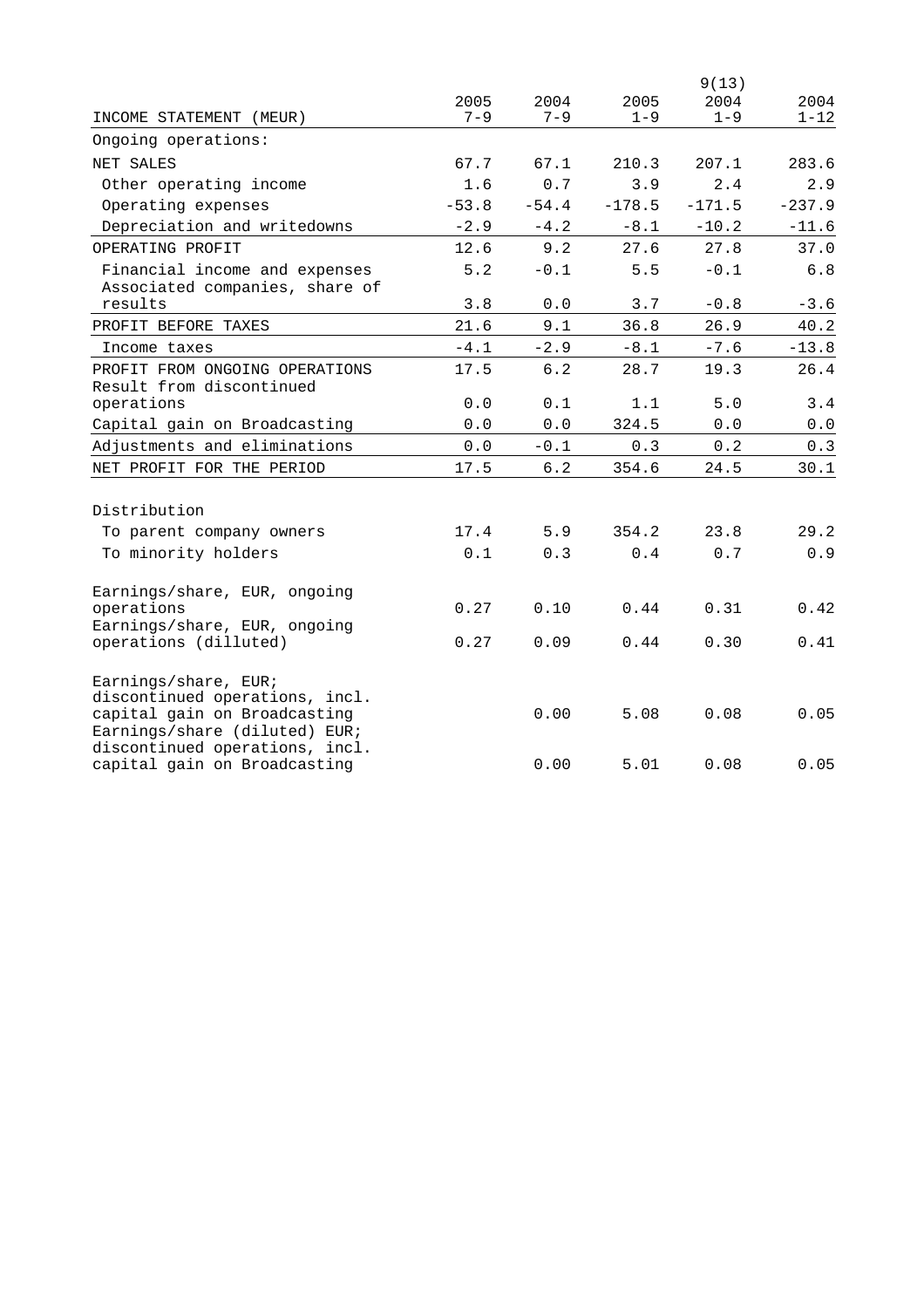| INCOME STATEMENT (MEUR) | 2005 7-9 | 2004 7-9 | 2005 1-9 | 2004 1-9 | 2004 1-12 |
|---|---|---|---|---|---|
| Ongoing operations: | | | | | |
| NET SALES | 67.7 | 67.1 | 210.3 | 207.1 | 283.6 |
| Other operating income | 1.6 | 0.7 | 3.9 | 2.4 | 2.9 |
| Operating expenses | -53.8 | -54.4 | -178.5 | -171.5 | -237.9 |
| Depreciation and writedowns | -2.9 | -4.2 | -8.1 | -10.2 | -11.6 |
| OPERATING PROFIT | 12.6 | 9.2 | 27.6 | 27.8 | 37.0 |
| Financial income and expenses | 5.2 | -0.1 | 5.5 | -0.1 | 6.8 |
| Associated companies, share of results | 3.8 | 0.0 | 3.7 | -0.8 | -3.6 |
| PROFIT BEFORE TAXES | 21.6 | 9.1 | 36.8 | 26.9 | 40.2 |
| Income taxes | -4.1 | -2.9 | -8.1 | -7.6 | -13.8 |
| PROFIT FROM ONGOING OPERATIONS | 17.5 | 6.2 | 28.7 | 19.3 | 26.4 |
| Result from discontinued operations | 0.0 | 0.1 | 1.1 | 5.0 | 3.4 |
| Capital gain on Broadcasting | 0.0 | 0.0 | 324.5 | 0.0 | 0.0 |
| Adjustments and eliminations | 0.0 | -0.1 | 0.3 | 0.2 | 0.3 |
| NET PROFIT FOR THE PERIOD | 17.5 | 6.2 | 354.6 | 24.5 | 30.1 |
| | | | | | |
| Distribution | | | | | |
| To parent company owners | 17.4 | 5.9 | 354.2 | 23.8 | 29.2 |
| To minority holders | 0.1 | 0.3 | 0.4 | 0.7 | 0.9 |
| | | | | | |
| Earnings/share, EUR, ongoing operations | 0.27 | 0.10 | 0.44 | 0.31 | 0.42 |
| Earnings/share, EUR, ongoing operations (dilluted) | 0.27 | 0.09 | 0.44 | 0.30 | 0.41 |
| | | | | | |
| Earnings/share, EUR; discontinued operations, incl. capital gain on Broadcasting | | 0.00 | 5.08 | 0.08 | 0.05 |
| Earnings/share (diluted) EUR; discontinued operations, incl. capital gain on Broadcasting | | 0.00 | 5.01 | 0.08 | 0.05 |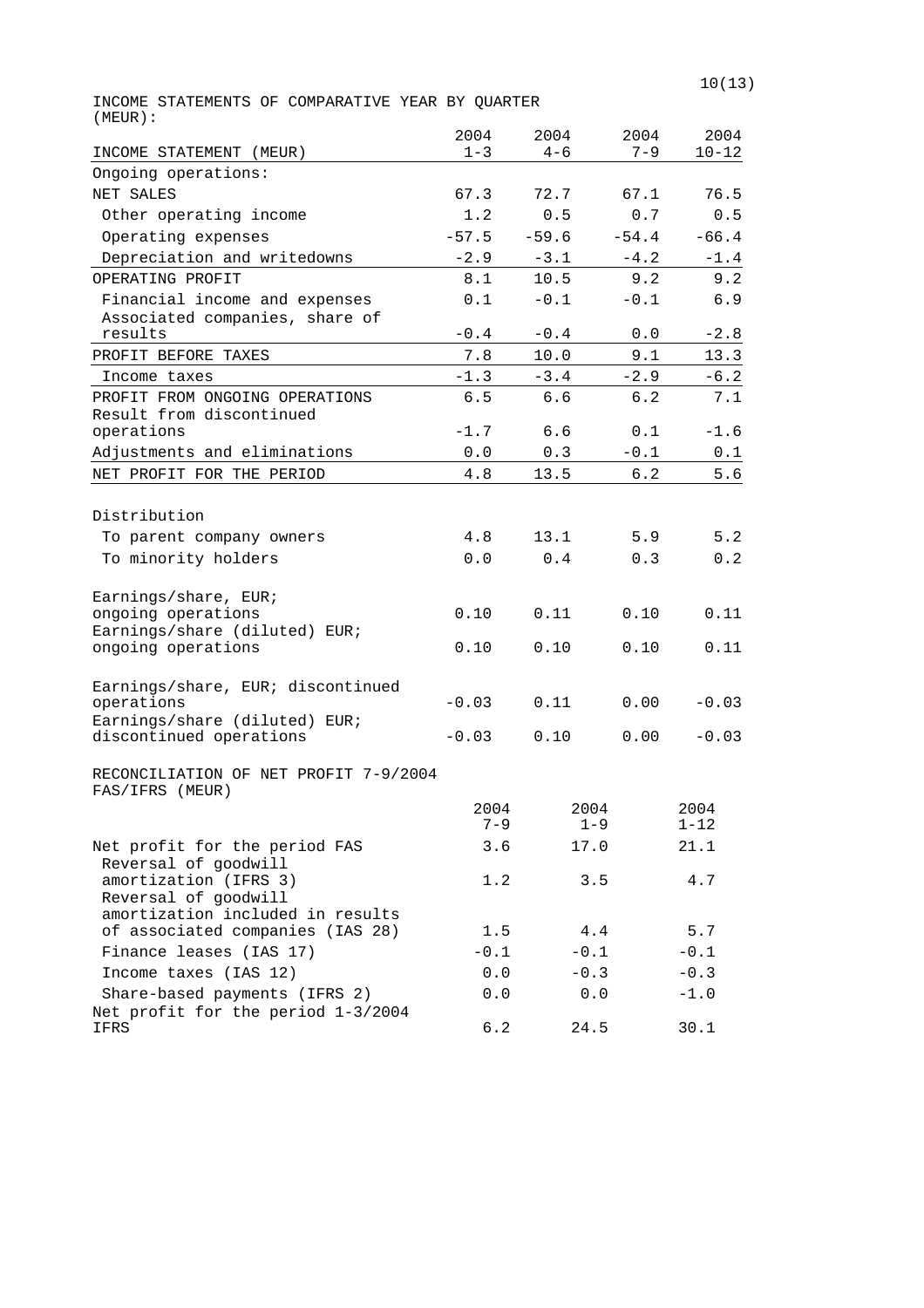INCOME STATEMENTS OF COMPARATIVE YEAR BY QUARTER (MEUR):

| INCOME STATEMENT (MEUR) | 2004 1-3 | 2004 4-6 | 2004 7-9 | 2004 10-12 |
|---|---|---|---|---|
| Ongoing operations: | | | | |
| NET SALES | 67.3 | 72.7 | 67.1 | 76.5 |
| Other operating income | 1.2 | 0.5 | 0.7 | 0.5 |
| Operating expenses | -57.5 | -59.6 | -54.4 | -66.4 |
| Depreciation and writedowns | -2.9 | -3.1 | -4.2 | -1.4 |
| OPERATING PROFIT | 8.1 | 10.5 | 9.2 | 9.2 |
| Financial income and expenses | 0.1 | -0.1 | -0.1 | 6.9 |
| Associated companies, share of results | -0.4 | -0.4 | 0.0 | -2.8 |
| PROFIT BEFORE TAXES | 7.8 | 10.0 | 9.1 | 13.3 |
| Income taxes | -1.3 | -3.4 | -2.9 | -6.2 |
| PROFIT FROM ONGOING OPERATIONS | 6.5 | 6.6 | 6.2 | 7.1 |
| Result from discontinued operations | -1.7 | 6.6 | 0.1 | -1.6 |
| Adjustments and eliminations | 0.0 | 0.3 | -0.1 | 0.1 |
| NET PROFIT FOR THE PERIOD | 4.8 | 13.5 | 6.2 | 5.6 |
| | | | | |
| Distribution | | | | |
| To parent company owners | 4.8 | 13.1 | 5.9 | 5.2 |
| To minority holders | 0.0 | 0.4 | 0.3 | 0.2 |
| | | | | |
| Earnings/share, EUR; ongoing operations | 0.10 | 0.11 | 0.10 | 0.11 |
| Earnings/share (diluted) EUR; ongoing operations | 0.10 | 0.10 | 0.10 | 0.11 |
| | | | | |
| Earnings/share, EUR; discontinued operations | -0.03 | 0.11 | 0.00 | -0.03 |
| Earnings/share (diluted) EUR; discontinued operations | -0.03 | 0.10 | 0.00 | -0.03 |

RECONCILIATION OF NET PROFIT 7-9/2004 FAS/IFRS (MEUR)

| | 2004 7-9 | 2004 1-9 | 2004 1-12 |
|---|---|---|---|
| Net profit for the period FAS | 3.6 | 17.0 | 21.1 |
| Reversal of goodwill amortization (IFRS 3) | 1.2 | 3.5 | 4.7 |
| Reversal of goodwill amortization included in results of associated companies (IAS 28) | 1.5 | 4.4 | 5.7 |
| Finance leases (IAS 17) | -0.1 | -0.1 | -0.1 |
| Income taxes (IAS 12) | 0.0 | -0.3 | -0.3 |
| Share-based payments (IFRS 2) | 0.0 | 0.0 | -1.0 |
| Net profit for the period 1-3/2004 IFRS | 6.2 | 24.5 | 30.1 |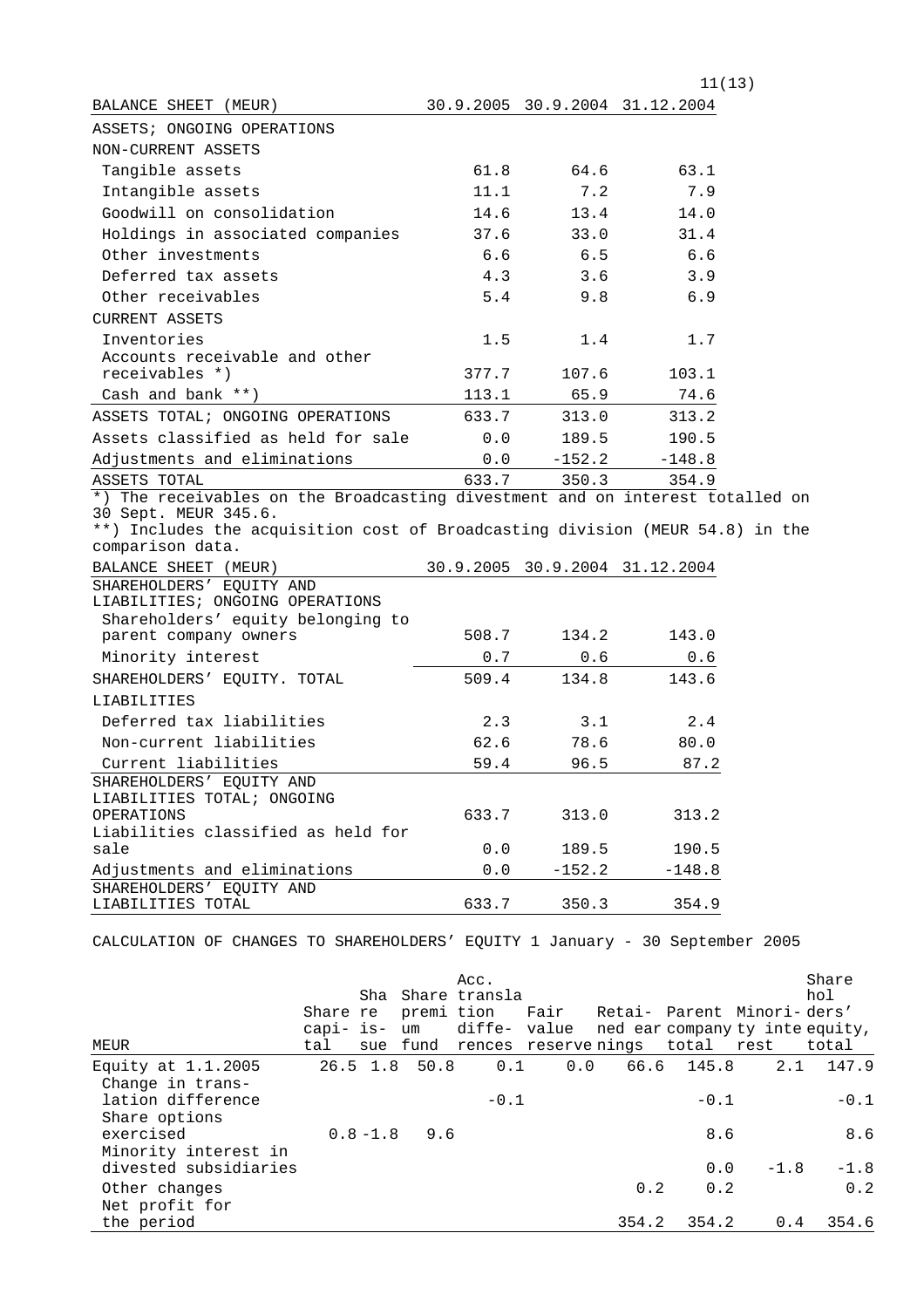| BALANCE SHEET (MEUR) | 30.9.2005 | 30.9.2004 | 31.12.2004 |
|---|---|---|---|
| ASSETS; ONGOING OPERATIONS | | | |
| NON-CURRENT ASSETS | | | |
| Tangible assets | 61.8 | 64.6 | 63.1 |
| Intangible assets | 11.1 | 7.2 | 7.9 |
| Goodwill on consolidation | 14.6 | 13.4 | 14.0 |
| Holdings in associated companies | 37.6 | 33.0 | 31.4 |
| Other investments | 6.6 | 6.5 | 6.6 |
| Deferred tax assets | 4.3 | 3.6 | 3.9 |
| Other receivables | 5.4 | 9.8 | 6.9 |
| CURRENT ASSETS | | | |
| Inventories | 1.5 | 1.4 | 1.7 |
| Accounts receivable and other receivables *) | 377.7 | 107.6 | 103.1 |
| Cash and bank **) | 113.1 | 65.9 | 74.6 |
| ASSETS TOTAL; ONGOING OPERATIONS | 633.7 | 313.0 | 313.2 |
| Assets classified as held for sale | 0.0 | 189.5 | 190.5 |
| Adjustments and eliminations | 0.0 | -152.2 | -148.8 |
| ASSETS TOTAL | 633.7 | 350.3 | 354.9 |

*) The receivables on the Broadcasting divestment and on interest totalled on 30 Sept. MEUR 345.6.
**) Includes the acquisition cost of Broadcasting division (MEUR 54.8) in the comparison data.

| BALANCE SHEET (MEUR) | 30.9.2005 | 30.9.2004 | 31.12.2004 |
|---|---|---|---|
| SHAREHOLDERS' EQUITY AND LIABILITIES; ONGOING OPERATIONS | | | |
| Shareholders' equity belonging to parent company owners | 508.7 | 134.2 | 143.0 |
| Minority interest | 0.7 | 0.6 | 0.6 |
| SHAREHOLDERS' EQUITY. TOTAL | 509.4 | 134.8 | 143.6 |
| LIABILITIES | | | |
| Deferred tax liabilities | 2.3 | 3.1 | 2.4 |
| Non-current liabilities | 62.6 | 78.6 | 80.0 |
| Current liabilities | 59.4 | 96.5 | 87.2 |
| SHAREHOLDERS' EQUITY AND LIABILITIES TOTAL; ONGOING OPERATIONS | 633.7 | 313.0 | 313.2 |
| Liabilities classified as held for sale | 0.0 | 189.5 | 190.5 |
| Adjustments and eliminations | 0.0 | -152.2 | -148.8 |
| SHAREHOLDERS' EQUITY AND LIABILITIES TOTAL | 633.7 | 350.3 | 354.9 |

CALCULATION OF CHANGES TO SHAREHOLDERS' EQUITY 1 January - 30 September 2005

| MEUR | Share capital | Share issue | Share premium fund | Acc. translation differences | Fair value reserve | Retained earnings | Parent company total | Minority interest | Shareholders' equity, total |
|---|---|---|---|---|---|---|---|---|---|
| Equity at 1.1.2005 | 26.5 | 1.8 | 50.8 | 0.1 | 0.0 | 66.6 | 145.8 | 2.1 | 147.9 |
| Change in translation difference | | | | -0.1 | | | -0.1 | | -0.1 |
| Share options exercised | 0.8 | -1.8 | 9.6 | | | | 8.6 | | 8.6 |
| Minority interest in divested subsidiaries | | | | | | | 0.0 | -1.8 | -1.8 |
| Other changes | | | | | | 0.2 | 0.2 | | 0.2 |
| Net profit for the period | | | | | | 354.2 | 354.2 | 0.4 | 354.6 |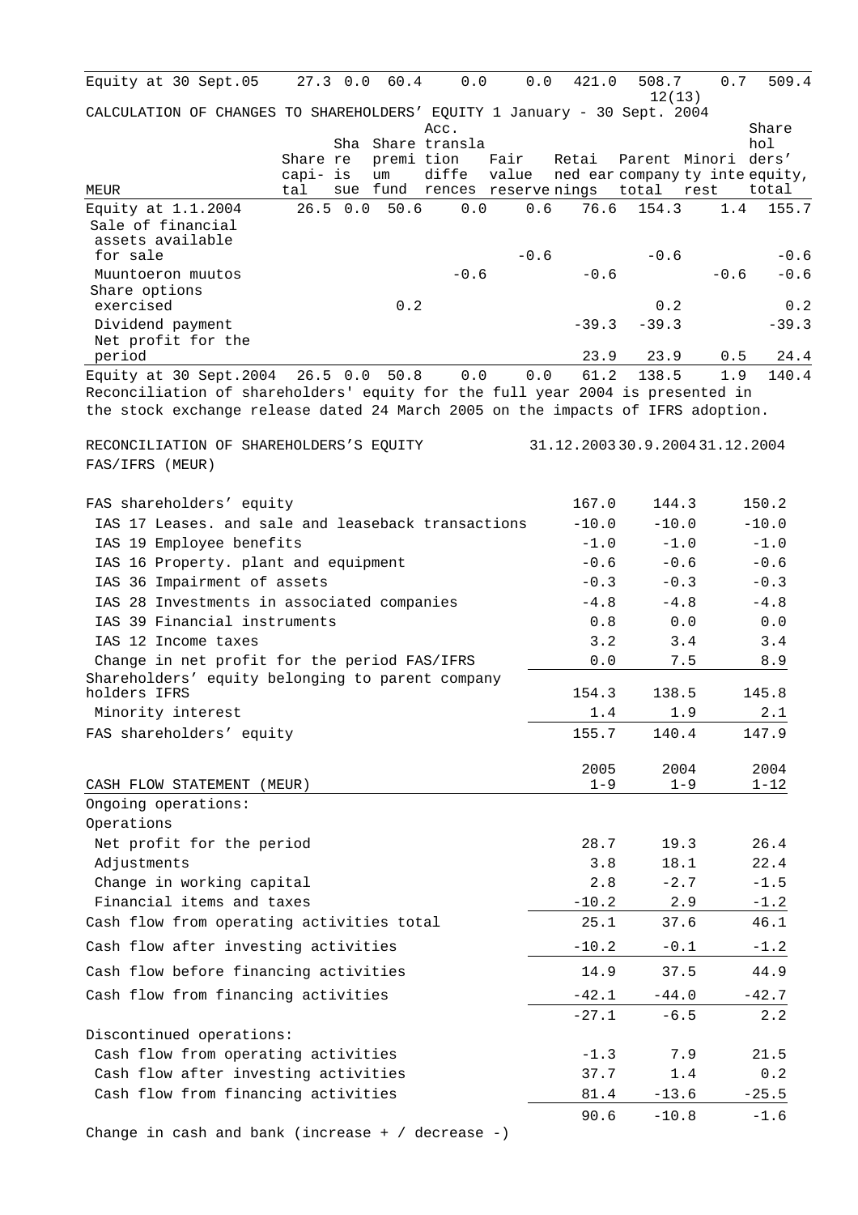| Equity at 30 Sept.05 | 27.3 | 0.0 | 60.4 | 0.0 | 0.0 | 421.0 | 508.7 | 0.7 | 509.4 |
|---|---|---|---|---|---|---|---|---|---|

12(13)

CALCULATION OF CHANGES TO SHAREHOLDERS' EQUITY 1 January - 30 Sept. 2004

| MEUR | Share capi-tal | Share issue | Share premium fund | Acc. translation differences | Fair value reserve | Retained earnings | Parent company total | Minority interest | Shareholders' equity, total |
|---|---|---|---|---|---|---|---|---|---|
| Equity at 1.1.2004 | 26.5 | 0.0 | 50.6 | 0.0 | 0.6 | 76.6 | 154.3 | 1.4 | 155.7 |
| Sale of financial assets available for sale | | | | | -0.6 | | -0.6 | | -0.6 |
| Muuntoeron muutos | | | | -0.6 | | -0.6 | | -0.6 | -0.6 |
| Share options exercised | | | 0.2 | | | | 0.2 | | 0.2 |
| Dividend payment | | | | | | -39.3 | -39.3 | | -39.3 |
| Net profit for the period | | | | | | 23.9 | 23.9 | 0.5 | 24.4 |
| Equity at 30 Sept.2004 | 26.5 | 0.0 | 50.8 | 0.0 | 0.0 | 61.2 | 138.5 | 1.9 | 140.4 |

Reconciliation of shareholders' equity for the full year 2004 is presented in the stock exchange release dated 24 March 2005 on the impacts of IFRS adoption.

| RECONCILIATION OF SHAREHOLDERS'S EQUITY FAS/IFRS (MEUR) | 31.12.2003 | 30.9.2004 | 31.12.2004 |
|---|---|---|---|
| FAS shareholders' equity | 167.0 | 144.3 | 150.2 |
| IAS 17 Leases. and sale and leaseback transactions | -10.0 | -10.0 | -10.0 |
| IAS 19 Employee benefits | -1.0 | -1.0 | -1.0 |
| IAS 16 Property. plant and equipment | -0.6 | -0.6 | -0.6 |
| IAS 36 Impairment of assets | -0.3 | -0.3 | -0.3 |
| IAS 28 Investments in associated companies | -4.8 | -4.8 | -4.8 |
| IAS 39 Financial instruments | 0.8 | 0.0 | 0.0 |
| IAS 12 Income taxes | 3.2 | 3.4 | 3.4 |
| Change in net profit for the period FAS/IFRS | 0.0 | 7.5 | 8.9 |
| Shareholders' equity belonging to parent company holders IFRS | 154.3 | 138.5 | 145.8 |
| Minority interest | 1.4 | 1.9 | 2.1 |
| FAS shareholders' equity | 155.7 | 140.4 | 147.9 |

| CASH FLOW STATEMENT (MEUR) | 2005 1-9 | 2004 1-9 | 2004 1-12 |
|---|---|---|---|
| Ongoing operations: | | | |
| Operations | | | |
| Net profit for the period | 28.7 | 19.3 | 26.4 |
| Adjustments | 3.8 | 18.1 | 22.4 |
| Change in working capital | 2.8 | -2.7 | -1.5 |
| Financial items and taxes | -10.2 | 2.9 | -1.2 |
| Cash flow from operating activities total | 25.1 | 37.6 | 46.1 |
| Cash flow after investing activities | -10.2 | -0.1 | -1.2 |
| Cash flow before financing activities | 14.9 | 37.5 | 44.9 |
| Cash flow from financing activities | -42.1 | -44.0 | -42.7 |
| | -27.1 | -6.5 | 2.2 |
| Discontinued operations: | | | |
| Cash flow from operating activities | -1.3 | 7.9 | 21.5 |
| Cash flow after investing activities | 37.7 | 1.4 | 0.2 |
| Cash flow from financing activities | 81.4 | -13.6 | -25.5 |
| | 90.6 | -10.8 | -1.6 |

Change in cash and bank (increase + / decrease -)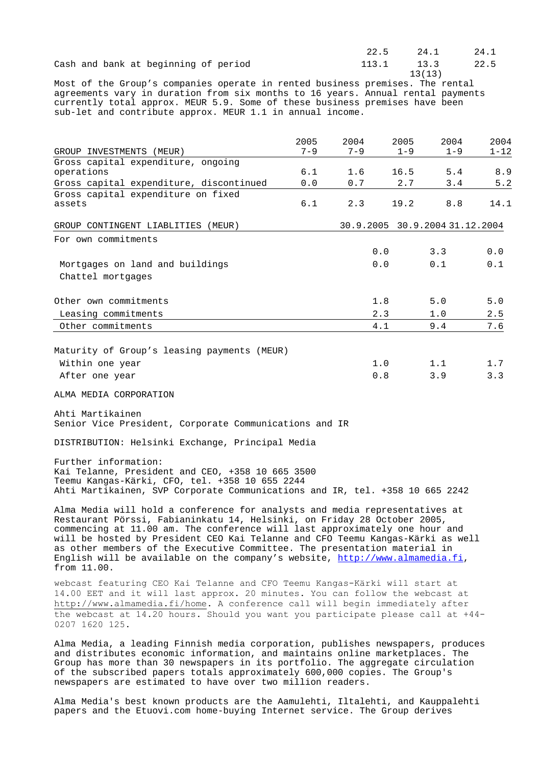| | | | |
|---|---|---|---|
| | 22.5 | 24.1 | 24.1 |
| Cash and bank at beginning of period | 113.1 | 13.3 13(13) | 22.5 |

Most of the Group's companies operate in rented business premises. The rental agreements vary in duration from six months to 16 years. Annual rental payments currently total approx. MEUR 5.9. Some of these business premises have been sub-let and contribute approx. MEUR 1.1 in annual income.

| GROUP INVESTMENTS (MEUR) | 2005 7-9 | 2004 7-9 | 2005 1-9 | 2004 1-9 | 2004 1-12 |
|---|---|---|---|---|---|
| Gross capital expenditure, ongoing operations | 6.1 | 1.6 | 16.5 | 5.4 | 8.9 |
| Gross capital expenditure, discontinued | 0.0 | 0.7 | 2.7 | 3.4 | 5.2 |
| Gross capital expenditure on fixed assets | 6.1 | 2.3 | 19.2 | 8.8 | 14.1 |

| GROUP CONTINGENT LIABLITIES (MEUR) | 30.9.2005 | 30.9.2004 | 31.12.2004 |
|---|---|---|---|
| For own commitments | | | |
| | 0.0 | 3.3 | 0.0 |
| Mortgages on land and buildings | 0.0 | 0.1 | 0.1 |
| Chattel mortgages | | | |
| Other own commitments | 1.8 | 5.0 | 5.0 |
| Leasing commitments | 2.3 | 1.0 | 2.5 |
| Other commitments | 4.1 | 9.4 | 7.6 |
| Maturity of Group's leasing payments (MEUR) | | | |
| Within one year | 1.0 | 1.1 | 1.7 |
| After one year | 0.8 | 3.9 | 3.3 |

ALMA MEDIA CORPORATION

Ahti Martikainen
Senior Vice President, Corporate Communications and IR

DISTRIBUTION: Helsinki Exchange, Principal Media

Further information:
Kai Telanne, President and CEO, +358 10 665 3500
Teemu Kangas-Kärki, CFO, tel. +358 10 655 2244
Ahti Martikainen, SVP Corporate Communications and IR, tel. +358 10 665 2242

Alma Media will hold a conference for analysts and media representatives at Restaurant Pörssi, Fabianinkatu 14, Helsinki, on Friday 28 October 2005, commencing at 11.00 am. The conference will last approximately one hour and will be hosted by President CEO Kai Telanne and CFO Teemu Kangas-Kärki as well as other members of the Executive Committee. The presentation material in English will be available on the company's website, http://www.almamedia.fi, from 11.00.

webcast featuring CEO Kai Telanne and CFO Teemu Kangas-Kärki will start at 14.00 EET and it will last approx. 20 minutes. You can follow the webcast at http://www.almamedia.fi/home. A conference call will begin immediately after the webcast at 14.20 hours. Should you want you participate please call at +44-0207 1620 125.

Alma Media, a leading Finnish media corporation, publishes newspapers, produces and distributes economic information, and maintains online marketplaces. The Group has more than 30 newspapers in its portfolio. The aggregate circulation of the subscribed papers totals approximately 600,000 copies. The Group's newspapers are estimated to have over two million readers.

Alma Media's best known products are the Aamulehti, Iltalehti, and Kauppalehti papers and the Etuovi.com home-buying Internet service. The Group derives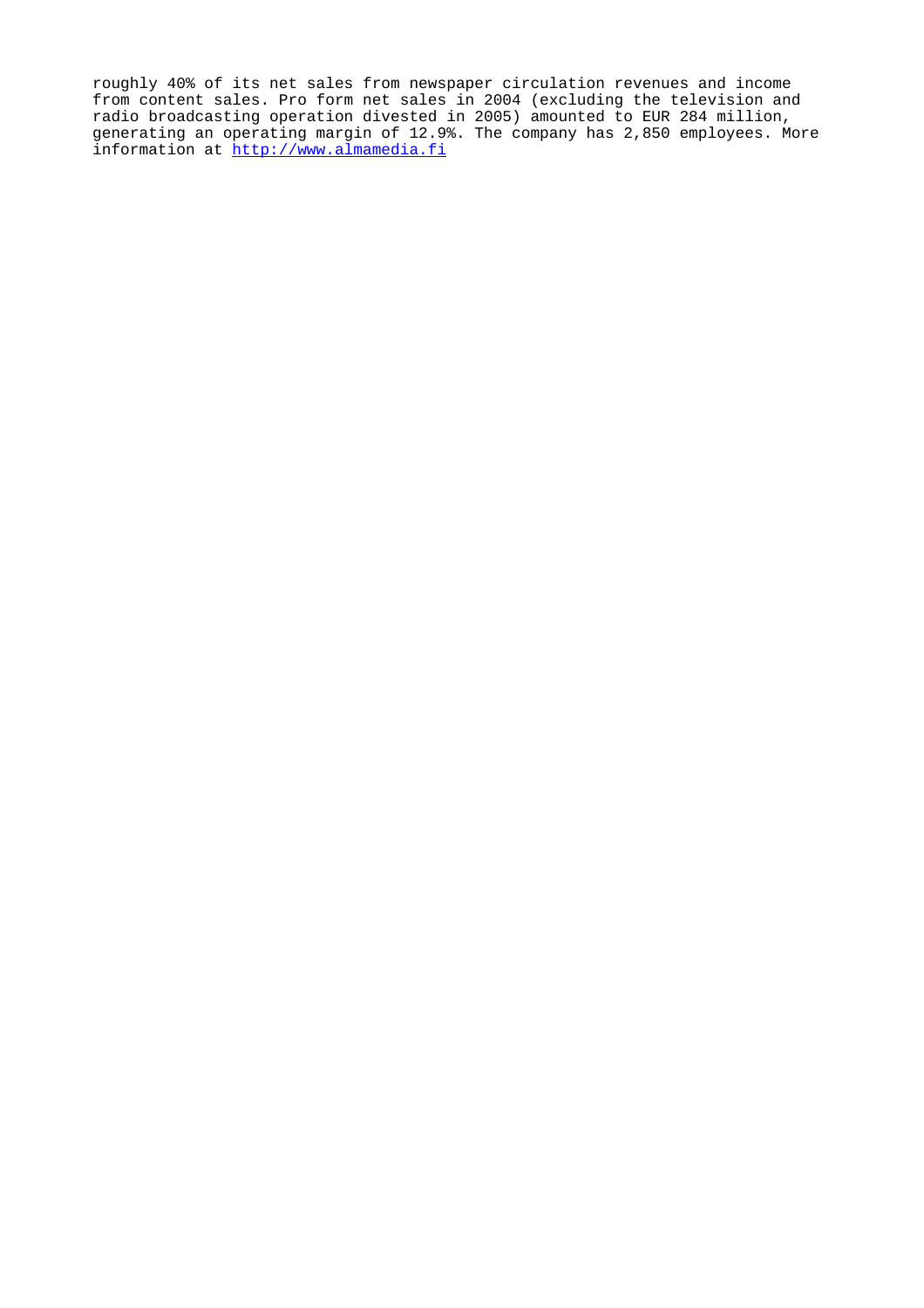roughly 40% of its net sales from newspaper circulation revenues and income from content sales. Pro form net sales in 2004 (excluding the television and radio broadcasting operation divested in 2005) amounted to EUR 284 million, generating an operating margin of 12.9%. The company has 2,850 employees. More information at [http://www.almamedia.fi](http://www.almamedia.fi)